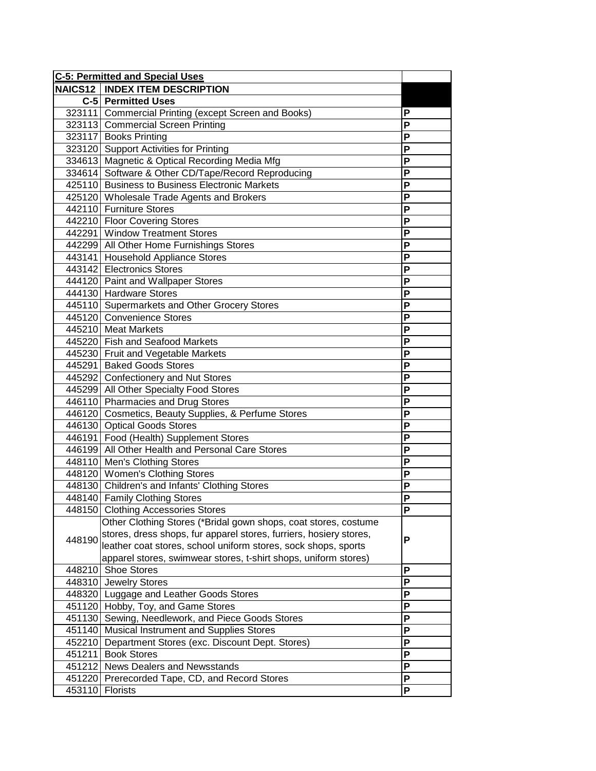| C-5: Permitted and Special Uses | | |
|---|---|---|
| **NAICS12** | **INDEX ITEM DESCRIPTION** | |
| **C-5** | **Permitted Uses** | |
| 323111 | Commercial Printing (except Screen and Books) | P |
| 323113 | Commercial Screen Printing | P |
| 323117 | Books Printing | P |
| 323120 | Support Activities for Printing | P |
| 334613 | Magnetic & Optical Recording Media Mfg | P |
| 334614 | Software & Other CD/Tape/Record Reproducing | P |
| 425110 | Business to Business Electronic Markets | P |
| 425120 | Wholesale Trade Agents and Brokers | P |
| 442110 | Furniture Stores | P |
| 442210 | Floor Covering Stores | P |
| 442291 | Window Treatment Stores | P |
| 442299 | All Other Home Furnishings Stores | P |
| 443141 | Household Appliance Stores | P |
| 443142 | Electronics Stores | P |
| 444120 | Paint and Wallpaper Stores | P |
| 444130 | Hardware Stores | P |
| 445110 | Supermarkets and Other Grocery Stores | P |
| 445120 | Convenience Stores | P |
| 445210 | Meat Markets | P |
| 445220 | Fish and Seafood Markets | P |
| 445230 | Fruit and Vegetable Markets | P |
| 445291 | Baked Goods Stores | P |
| 445292 | Confectionery and Nut Stores | P |
| 445299 | All Other Specialty Food Stores | P |
| 446110 | Pharmacies and Drug Stores | P |
| 446120 | Cosmetics, Beauty Supplies, & Perfume Stores | P |
| 446130 | Optical Goods Stores | P |
| 446191 | Food (Health) Supplement Stores | P |
| 446199 | All Other Health and Personal Care Stores | P |
| 448110 | Men's Clothing Stores | P |
| 448120 | Women's Clothing Stores | P |
| 448130 | Children's and Infants' Clothing Stores | P |
| 448140 | Family Clothing Stores | P |
| 448150 | Clothing Accessories Stores | P |
| 448190 | Other Clothing Stores (*Bridal gown shops, coat stores, costume stores, dress shops, fur apparel stores, furriers, hosiery stores, leather coat stores, school uniform stores, sock shops, sports apparel stores, swimwear stores, t-shirt shops, uniform stores) | P |
| 448210 | Shoe Stores | P |
| 448310 | Jewelry Stores | P |
| 448320 | Luggage and Leather Goods Stores | P |
| 451120 | Hobby, Toy, and Game Stores | P |
| 451130 | Sewing, Needlework, and Piece Goods Stores | P |
| 451140 | Musical Instrument and Supplies Stores | P |
| 452210 | Department Stores (exc. Discount Dept. Stores) | P |
| 451211 | Book Stores | P |
| 451212 | News Dealers and Newsstands | P |
| 451220 | Prerecorded Tape, CD, and Record Stores | P |
| 453110 | Florists | P |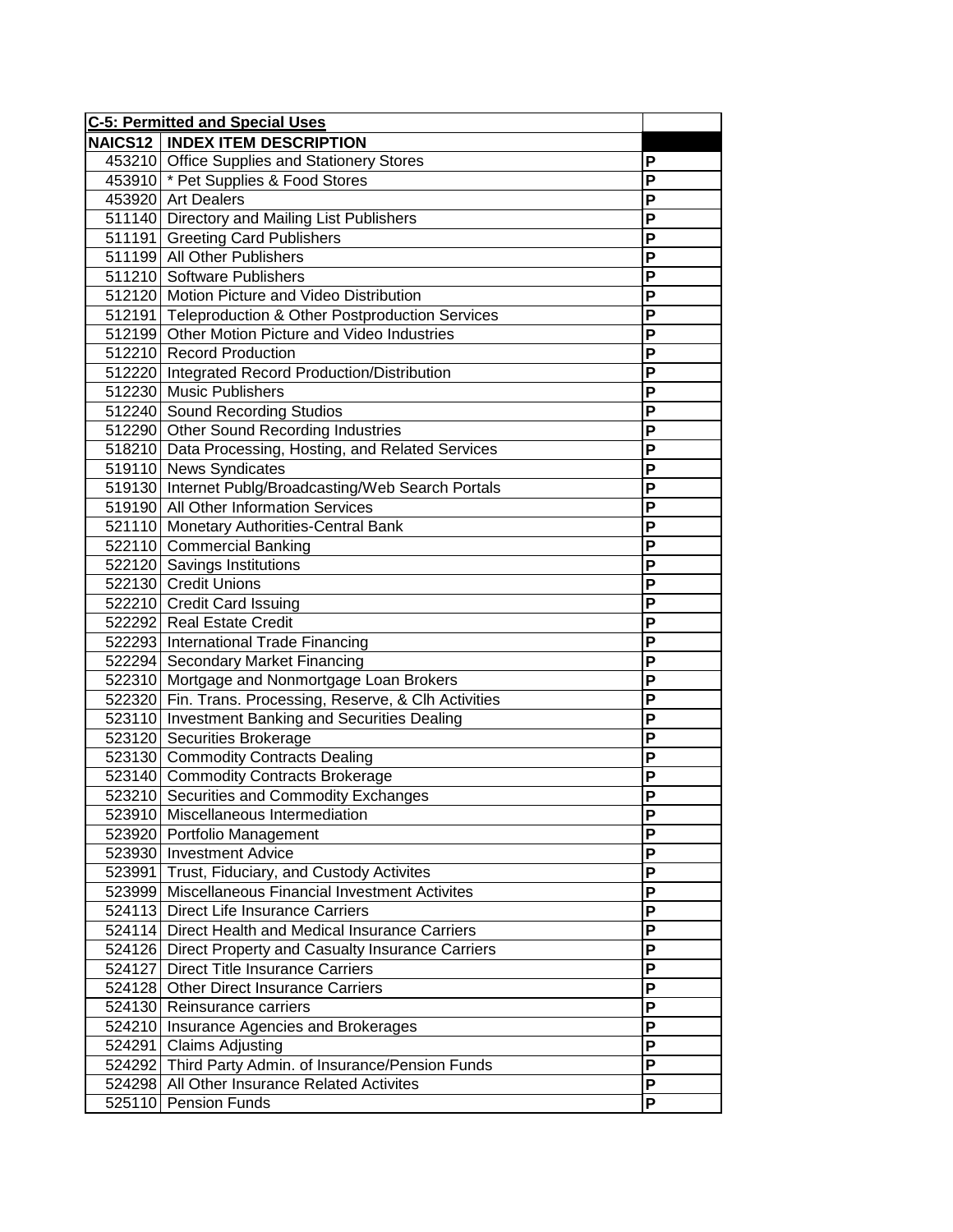| C-5: Permitted and Special Uses | | |
|---|---|---|
| NAICS12 | INDEX ITEM DESCRIPTION | |
| 453210 | Office Supplies and Stationery Stores | P |
| 453910 | * Pet Supplies & Food Stores | P |
| 453920 | Art Dealers | P |
| 511140 | Directory and Mailing List Publishers | P |
| 511191 | Greeting Card Publishers | P |
| 511199 | All Other Publishers | P |
| 511210 | Software Publishers | P |
| 512120 | Motion Picture and Video Distribution | P |
| 512191 | Teleproduction & Other Postproduction Services | P |
| 512199 | Other Motion Picture and Video Industries | P |
| 512210 | Record Production | P |
| 512220 | Integrated Record Production/Distribution | P |
| 512230 | Music Publishers | P |
| 512240 | Sound Recording Studios | P |
| 512290 | Other Sound Recording Industries | P |
| 518210 | Data Processing, Hosting, and Related Services | P |
| 519110 | News Syndicates | P |
| 519130 | Internet Publg/Broadcasting/Web Search Portals | P |
| 519190 | All Other Information Services | P |
| 521110 | Monetary Authorities-Central Bank | P |
| 522110 | Commercial Banking | P |
| 522120 | Savings Institutions | P |
| 522130 | Credit Unions | P |
| 522210 | Credit Card Issuing | P |
| 522292 | Real Estate Credit | P |
| 522293 | International Trade Financing | P |
| 522294 | Secondary Market Financing | P |
| 522310 | Mortgage and Nonmortgage Loan Brokers | P |
| 522320 | Fin. Trans. Processing, Reserve, & Clh Activities | P |
| 523110 | Investment Banking and Securities Dealing | P |
| 523120 | Securities Brokerage | P |
| 523130 | Commodity Contracts Dealing | P |
| 523140 | Commodity Contracts Brokerage | P |
| 523210 | Securities and Commodity Exchanges | P |
| 523910 | Miscellaneous Intermediation | P |
| 523920 | Portfolio Management | P |
| 523930 | Investment Advice | P |
| 523991 | Trust, Fiduciary, and Custody Activites | P |
| 523999 | Miscellaneous Financial Investment Activites | P |
| 524113 | Direct Life Insurance Carriers | P |
| 524114 | Direct Health and Medical Insurance Carriers | P |
| 524126 | Direct Property and Casualty Insurance Carriers | P |
| 524127 | Direct Title Insurance Carriers | P |
| 524128 | Other Direct Insurance Carriers | P |
| 524130 | Reinsurance carriers | P |
| 524210 | Insurance Agencies and Brokerages | P |
| 524291 | Claims Adjusting | P |
| 524292 | Third Party Admin. of Insurance/Pension Funds | P |
| 524298 | All Other Insurance Related Activites | P |
| 525110 | Pension Funds | P |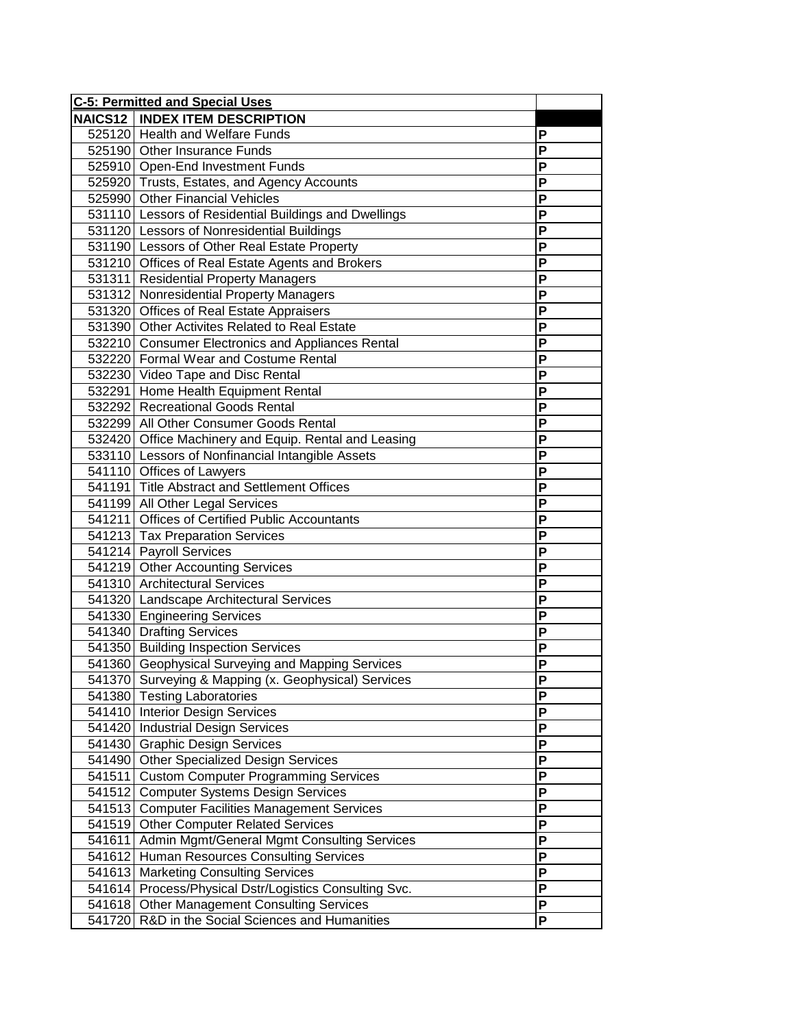| C-5: Permitted and Special Uses | | |
|---|---|---|
| NAICS12 | INDEX ITEM DESCRIPTION | |
| 525120 | Health and Welfare Funds | P |
| 525190 | Other Insurance Funds | P |
| 525910 | Open-End Investment Funds | P |
| 525920 | Trusts, Estates, and Agency Accounts | P |
| 525990 | Other Financial Vehicles | P |
| 531110 | Lessors of Residential Buildings and Dwellings | P |
| 531120 | Lessors of Nonresidential Buildings | P |
| 531190 | Lessors of Other Real Estate Property | P |
| 531210 | Offices of Real Estate Agents and Brokers | P |
| 531311 | Residential Property Managers | P |
| 531312 | Nonresidential Property Managers | P |
| 531320 | Offices of Real Estate Appraisers | P |
| 531390 | Other Activites Related to Real Estate | P |
| 532210 | Consumer Electronics and Appliances Rental | P |
| 532220 | Formal Wear and Costume Rental | P |
| 532230 | Video Tape and Disc Rental | P |
| 532291 | Home Health Equipment Rental | P |
| 532292 | Recreational Goods Rental | P |
| 532299 | All Other Consumer Goods Rental | P |
| 532420 | Office Machinery and Equip. Rental and Leasing | P |
| 533110 | Lessors of Nonfinancial Intangible Assets | P |
| 541110 | Offices of Lawyers | P |
| 541191 | Title Abstract and Settlement Offices | P |
| 541199 | All Other Legal Services | P |
| 541211 | Offices of Certified Public Accountants | P |
| 541213 | Tax Preparation Services | P |
| 541214 | Payroll Services | P |
| 541219 | Other Accounting Services | P |
| 541310 | Architectural Services | P |
| 541320 | Landscape Architectural Services | P |
| 541330 | Engineering Services | P |
| 541340 | Drafting Services | P |
| 541350 | Building Inspection Services | P |
| 541360 | Geophysical Surveying and Mapping Services | P |
| 541370 | Surveying & Mapping (x. Geophysical) Services | P |
| 541380 | Testing Laboratories | P |
| 541410 | Interior Design Services | P |
| 541420 | Industrial Design Services | P |
| 541430 | Graphic Design Services | P |
| 541490 | Other Specialized Design Services | P |
| 541511 | Custom Computer Programming Services | P |
| 541512 | Computer Systems Design Services | P |
| 541513 | Computer Facilities Management Services | P |
| 541519 | Other Computer Related Services | P |
| 541611 | Admin Mgmt/General Mgmt Consulting Services | P |
| 541612 | Human Resources Consulting Services | P |
| 541613 | Marketing Consulting Services | P |
| 541614 | Process/Physical Dstr/Logistics Consulting Svc. | P |
| 541618 | Other Management Consulting Services | P |
| 541720 | R&D in the Social Sciences and Humanities | P |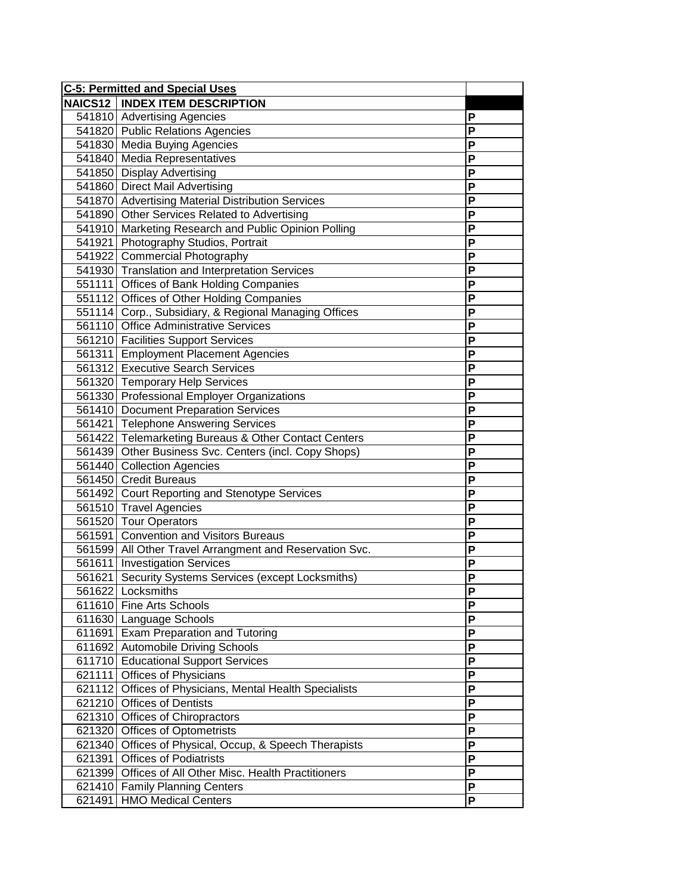| C-5: Permitted and Special Uses | | |
|---|---|---|
| NAICS12 | INDEX ITEM DESCRIPTION | |
| 541810 | Advertising Agencies | P |
| 541820 | Public Relations Agencies | P |
| 541830 | Media Buying Agencies | P |
| 541840 | Media Representatives | P |
| 541850 | Display Advertising | P |
| 541860 | Direct Mail Advertising | P |
| 541870 | Advertising Material Distribution Services | P |
| 541890 | Other Services Related to Advertising | P |
| 541910 | Marketing Research and Public Opinion Polling | P |
| 541921 | Photography Studios, Portrait | P |
| 541922 | Commercial Photography | P |
| 541930 | Translation and Interpretation Services | P |
| 551111 | Offices of Bank Holding Companies | P |
| 551112 | Offices of Other Holding Companies | P |
| 551114 | Corp., Subsidiary, & Regional Managing Offices | P |
| 561110 | Office Administrative Services | P |
| 561210 | Facilities Support Services | P |
| 561311 | Employment Placement Agencies | P |
| 561312 | Executive Search Services | P |
| 561320 | Temporary Help Services | P |
| 561330 | Professional Employer Organizations | P |
| 561410 | Document Preparation Services | P |
| 561421 | Telephone Answering Services | P |
| 561422 | Telemarketing Bureaus & Other Contact Centers | P |
| 561439 | Other Business Svc. Centers (incl. Copy Shops) | P |
| 561440 | Collection Agencies | P |
| 561450 | Credit Bureaus | P |
| 561492 | Court Reporting and Stenotype Services | P |
| 561510 | Travel Agencies | P |
| 561520 | Tour Operators | P |
| 561591 | Convention and Visitors Bureaus | P |
| 561599 | All Other Travel Arrangment and Reservation Svc. | P |
| 561611 | Investigation Services | P |
| 561621 | Security Systems Services (except Locksmiths) | P |
| 561622 | Locksmiths | P |
| 611610 | Fine Arts Schools | P |
| 611630 | Language Schools | P |
| 611691 | Exam Preparation and Tutoring | P |
| 611692 | Automobile Driving Schools | P |
| 611710 | Educational Support Services | P |
| 621111 | Offices of Physicians | P |
| 621112 | Offices of Physicians, Mental Health Specialists | P |
| 621210 | Offices of Dentists | P |
| 621310 | Offices of Chiropractors | P |
| 621320 | Offices of Optometrists | P |
| 621340 | Offices of Physical, Occup, & Speech Therapists | P |
| 621391 | Offices of Podiatrists | P |
| 621399 | Offices of All Other Misc. Health Practitioners | P |
| 621410 | Family Planning Centers | P |
| 621491 | HMO Medical Centers | P |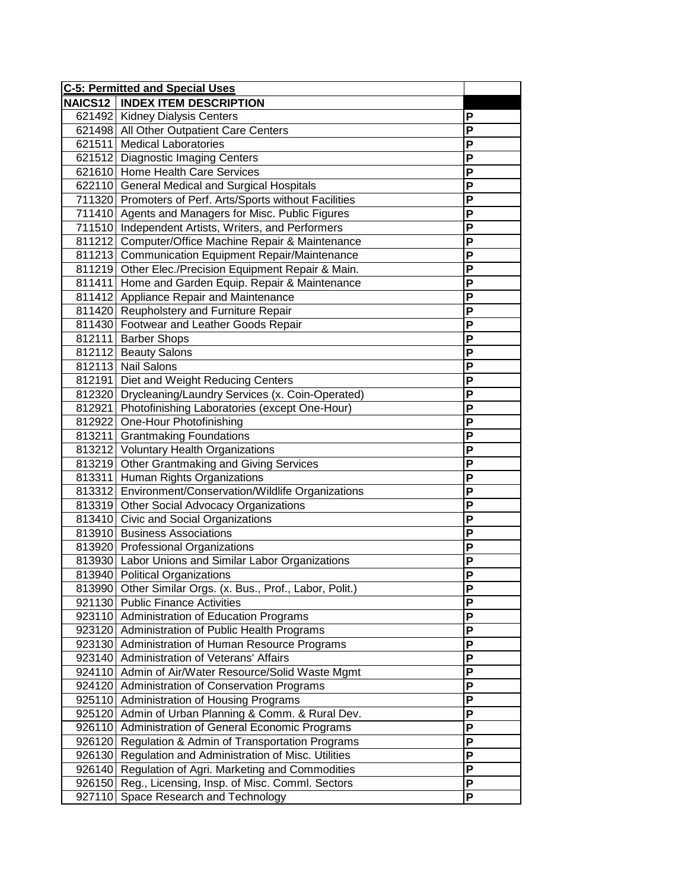| C-5: Permitted and Special Uses | | |
|---|---|---|
| NAICS12 | INDEX ITEM DESCRIPTION | |
| 621492 | Kidney Dialysis Centers | P |
| 621498 | All Other Outpatient Care Centers | P |
| 621511 | Medical Laboratories | P |
| 621512 | Diagnostic Imaging Centers | P |
| 621610 | Home Health Care Services | P |
| 622110 | General Medical and Surgical Hospitals | P |
| 711320 | Promoters of Perf. Arts/Sports without Facilities | P |
| 711410 | Agents and Managers for Misc. Public Figures | P |
| 711510 | Independent Artists, Writers, and Performers | P |
| 811212 | Computer/Office Machine Repair & Maintenance | P |
| 811213 | Communication Equipment Repair/Maintenance | P |
| 811219 | Other Elec./Precision Equipment Repair & Main. | P |
| 811411 | Home and Garden Equip. Repair & Maintenance | P |
| 811412 | Appliance Repair and Maintenance | P |
| 811420 | Reupholstery and Furniture Repair | P |
| 811430 | Footwear and Leather Goods Repair | P |
| 812111 | Barber Shops | P |
| 812112 | Beauty Salons | P |
| 812113 | Nail Salons | P |
| 812191 | Diet and Weight Reducing Centers | P |
| 812320 | Drycleaning/Laundry Services (x. Coin-Operated) | P |
| 812921 | Photofinishing Laboratories (except One-Hour) | P |
| 812922 | One-Hour Photofinishing | P |
| 813211 | Grantmaking Foundations | P |
| 813212 | Voluntary Health Organizations | P |
| 813219 | Other Grantmaking and Giving Services | P |
| 813311 | Human Rights Organizations | P |
| 813312 | Environment/Conservation/Wildlife Organizations | P |
| 813319 | Other Social Advocacy Organizations | P |
| 813410 | Civic and Social Organizations | P |
| 813910 | Business Associations | P |
| 813920 | Professional Organizations | P |
| 813930 | Labor Unions and Similar Labor Organizations | P |
| 813940 | Political Organizations | P |
| 813990 | Other Similar Orgs. (x. Bus., Prof., Labor, Polit.) | P |
| 921130 | Public Finance Activities | P |
| 923110 | Administration of Education Programs | P |
| 923120 | Administration of Public Health Programs | P |
| 923130 | Administration of Human Resource Programs | P |
| 923140 | Administration of Veterans' Affairs | P |
| 924110 | Admin of Air/Water Resource/Solid Waste Mgmt | P |
| 924120 | Administration of Conservation Programs | P |
| 925110 | Administration of Housing Programs | P |
| 925120 | Admin of Urban Planning & Comm. & Rural Dev. | P |
| 926110 | Administration of General Economic Programs | P |
| 926120 | Regulation & Admin of Transportation Programs | P |
| 926130 | Regulation and Administration of Misc. Utilities | P |
| 926140 | Regulation of Agri. Marketing and Commodities | P |
| 926150 | Reg., Licensing, Insp. of Misc. Comml. Sectors | P |
| 927110 | Space Research and Technology | P |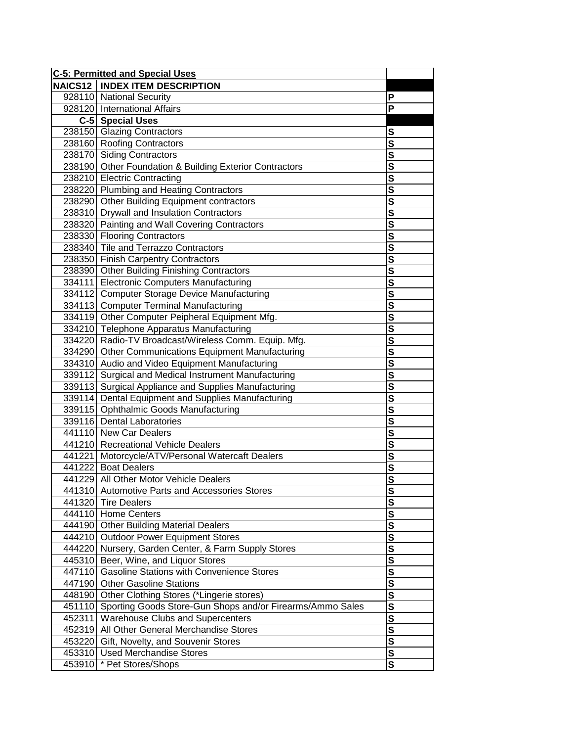| C-5: Permitted and Special Uses | | |
|---|---|---|
| **NAICS12** | **INDEX ITEM DESCRIPTION** | |
| 928110 | National Security | P |
| 928120 | International Affairs | P |
| **C-5** | **Special Uses** | |
| 238150 | Glazing Contractors | S |
| 238160 | Roofing Contractors | S |
| 238170 | Siding Contractors | S |
| 238190 | Other Foundation & Building Exterior Contractors | S |
| 238210 | Electric Contracting | S |
| 238220 | Plumbing and Heating Contractors | S |
| 238290 | Other Building Equipment contractors | S |
| 238310 | Drywall and Insulation Contractors | S |
| 238320 | Painting and Wall Covering Contractors | S |
| 238330 | Flooring Contractors | S |
| 238340 | Tile and Terrazzo Contractors | S |
| 238350 | Finish Carpentry Contractors | S |
| 238390 | Other Building Finishing Contractors | S |
| 334111 | Electronic Computers Manufacturing | S |
| 334112 | Computer Storage Device Manufacturing | S |
| 334113 | Computer Terminal Manufacturing | S |
| 334119 | Other Computer Peipheral Equipment Mfg. | S |
| 334210 | Telephone Apparatus Manufacturing | S |
| 334220 | Radio-TV Broadcast/Wireless Comm. Equip. Mfg. | S |
| 334290 | Other Communications Equipment Manufacturing | S |
| 334310 | Audio and Video Equipment Manufacturing | S |
| 339112 | Surgical and Medical Instrument Manufacturing | S |
| 339113 | Surgical Appliance and Supplies Manufacturing | S |
| 339114 | Dental Equipment and Supplies Manufacturing | S |
| 339115 | Ophthalmic Goods Manufacturing | S |
| 339116 | Dental Laboratories | S |
| 441110 | New Car Dealers | S |
| 441210 | Recreational Vehicle Dealers | S |
| 441221 | Motorcycle/ATV/Personal Watercaft Dealers | S |
| 441222 | Boat Dealers | S |
| 441229 | All Other Motor Vehicle Dealers | S |
| 441310 | Automotive Parts and Accessories Stores | S |
| 441320 | Tire Dealers | S |
| 444110 | Home Centers | S |
| 444190 | Other Building Material Dealers | S |
| 444210 | Outdoor Power Equipment Stores | S |
| 444220 | Nursery, Garden Center, & Farm Supply Stores | S |
| 445310 | Beer, Wine, and Liquor Stores | S |
| 447110 | Gasoline Stations with Convenience Stores | S |
| 447190 | Other Gasoline Stations | S |
| 448190 | Other Clothing Stores (*Lingerie stores) | S |
| 451110 | Sporting Goods Store-Gun Shops and/or Firearms/Ammo Sales | S |
| 452311 | Warehouse Clubs and Supercenters | S |
| 452319 | All Other General Merchandise Stores | S |
| 453220 | Gift, Novelty, and Souvenir Stores | S |
| 453310 | Used Merchandise Stores | S |
| 453910 | * Pet Stores/Shops | S |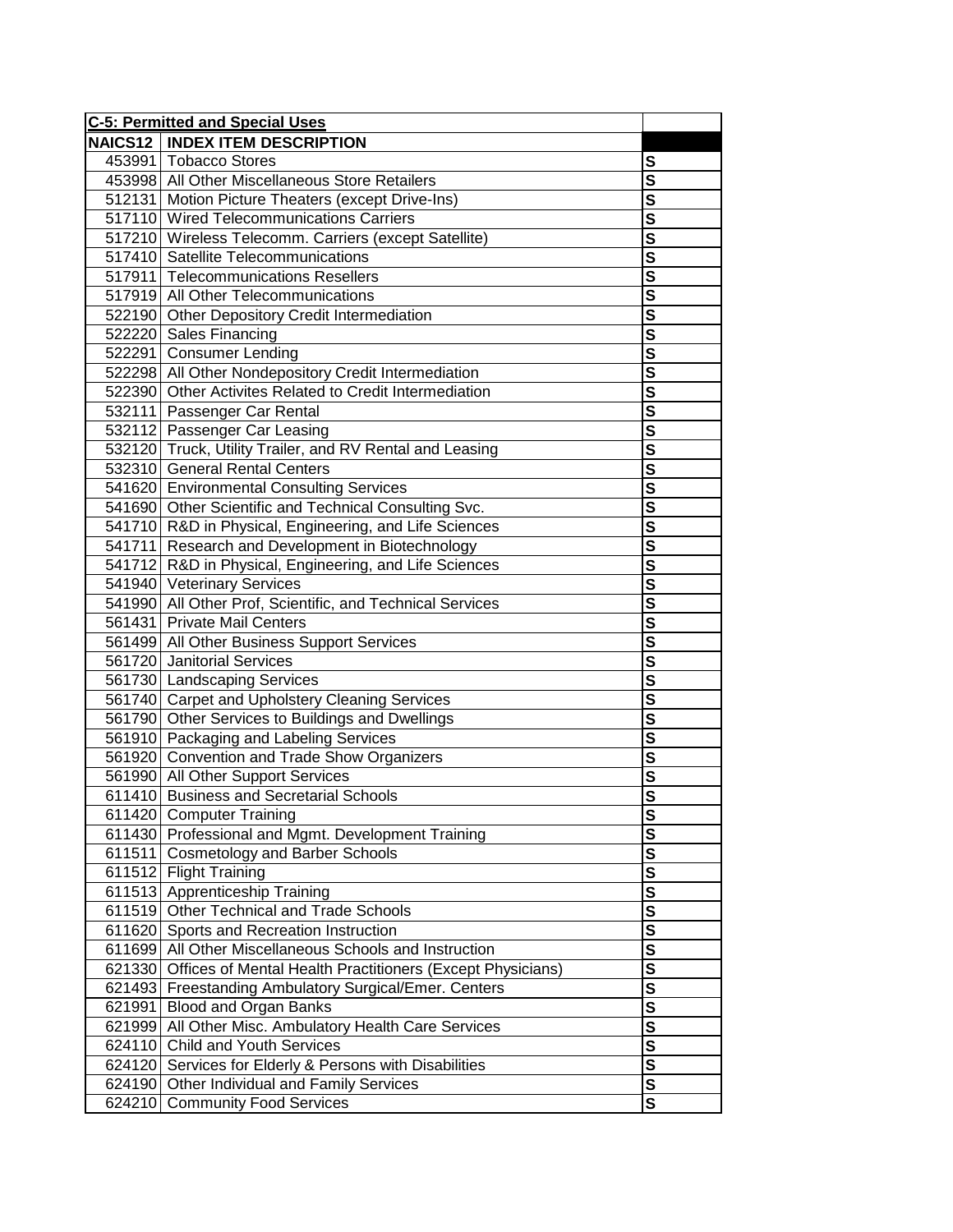| **C-5: Permitted and Special Uses** | | |
|---|---|---|
| **NAICS12** | **INDEX ITEM DESCRIPTION** | |
| 453991 | Tobacco Stores | **S** |
| 453998 | All Other Miscellaneous Store Retailers | **S** |
| 512131 | Motion Picture Theaters (except Drive-Ins) | **S** |
| 517110 | Wired Telecommunications Carriers | **S** |
| 517210 | Wireless Telecomm. Carriers (except Satellite) | **S** |
| 517410 | Satellite Telecommunications | **S** |
| 517911 | Telecommunications Resellers | **S** |
| 517919 | All Other Telecommunications | **S** |
| 522190 | Other Depository Credit Intermediation | **S** |
| 522220 | Sales Financing | **S** |
| 522291 | Consumer Lending | **S** |
| 522298 | All Other Nondepository Credit Intermediation | **S** |
| 522390 | Other Activites Related to Credit Intermediation | **S** |
| 532111 | Passenger Car Rental | **S** |
| 532112 | Passenger Car Leasing | **S** |
| 532120 | Truck, Utility Trailer, and RV Rental and Leasing | **S** |
| 532310 | General Rental Centers | **S** |
| 541620 | Environmental Consulting Services | **S** |
| 541690 | Other Scientific and Technical Consulting Svc. | **S** |
| 541710 | R&D in Physical, Engineering, and Life Sciences | **S** |
| 541711 | Research and Development in Biotechnology | **S** |
| 541712 | R&D in Physical, Engineering, and Life Sciences | **S** |
| 541940 | Veterinary Services | **S** |
| 541990 | All Other Prof, Scientific, and Technical Services | **S** |
| 561431 | Private Mail Centers | **S** |
| 561499 | All Other Business Support Services | **S** |
| 561720 | Janitorial Services | **S** |
| 561730 | Landscaping Services | **S** |
| 561740 | Carpet and Upholstery Cleaning Services | **S** |
| 561790 | Other Services to Buildings and Dwellings | **S** |
| 561910 | Packaging and Labeling Services | **S** |
| 561920 | Convention and Trade Show Organizers | **S** |
| 561990 | All Other Support Services | **S** |
| 611410 | Business and Secretarial Schools | **S** |
| 611420 | Computer Training | **S** |
| 611430 | Professional and Mgmt. Development Training | **S** |
| 611511 | Cosmetology and Barber Schools | **S** |
| 611512 | Flight Training | **S** |
| 611513 | Apprenticeship Training | **S** |
| 611519 | Other Technical and Trade Schools | **S** |
| 611620 | Sports and Recreation Instruction | **S** |
| 611699 | All Other Miscellaneous Schools and Instruction | **S** |
| 621330 | Offices of Mental Health Practitioners (Except Physicians) | **S** |
| 621493 | Freestanding Ambulatory Surgical/Emer. Centers | **S** |
| 621991 | Blood and Organ Banks | **S** |
| 621999 | All Other Misc. Ambulatory Health Care Services | **S** |
| 624110 | Child and Youth Services | **S** |
| 624120 | Services for Elderly & Persons with Disabilities | **S** |
| 624190 | Other Individual and Family Services | **S** |
| 624210 | Community Food Services | **S** |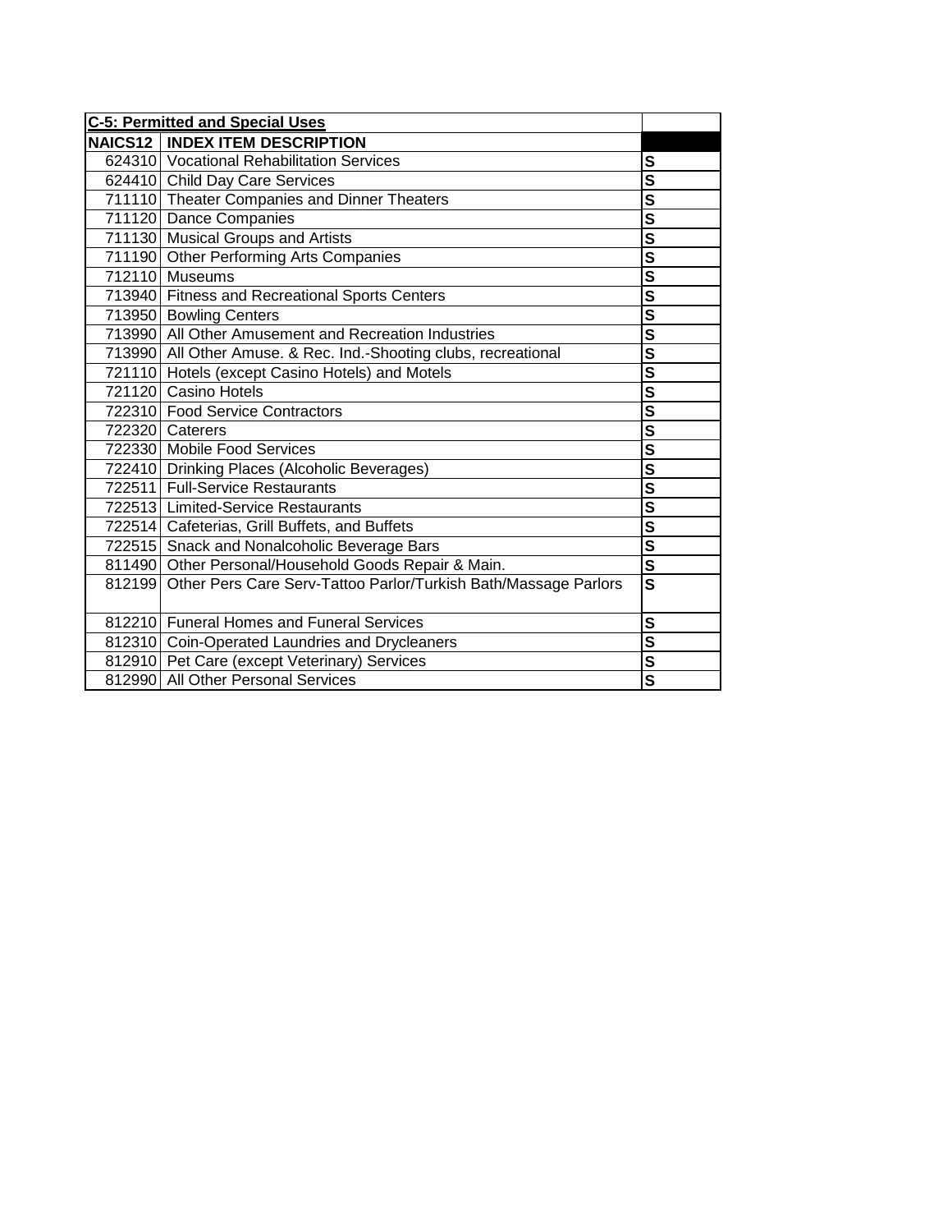| C-5: Permitted and Special Uses | | |
|---|---|---|
| **NAICS12** | **INDEX ITEM DESCRIPTION** | |
| 624310 | Vocational Rehabilitation Services | **S** |
| 624410 | Child Day Care Services | **S** |
| 711110 | Theater Companies and Dinner Theaters | **S** |
| 711120 | Dance Companies | **S** |
| 711130 | Musical Groups and Artists | **S** |
| 711190 | Other Performing Arts Companies | **S** |
| 712110 | Museums | **S** |
| 713940 | Fitness and Recreational Sports Centers | **S** |
| 713950 | Bowling Centers | **S** |
| 713990 | All Other Amusement and Recreation Industries | **S** |
| 713990 | All Other Amuse. & Rec. Ind.-Shooting clubs, recreational | **S** |
| 721110 | Hotels (except Casino Hotels) and Motels | **S** |
| 721120 | Casino Hotels | **S** |
| 722310 | Food Service Contractors | **S** |
| 722320 | Caterers | **S** |
| 722330 | Mobile Food Services | **S** |
| 722410 | Drinking Places (Alcoholic Beverages) | **S** |
| 722511 | Full-Service Restaurants | **S** |
| 722513 | Limited-Service Restaurants | **S** |
| 722514 | Cafeterias, Grill Buffets, and Buffets | **S** |
| 722515 | Snack and Nonalcoholic Beverage Bars | **S** |
| 811490 | Other Personal/Household Goods Repair & Main. | **S** |
| 812199 | Other Pers Care Serv-Tattoo Parlor/Turkish Bath/Massage Parlors | **S** |
| 812210 | Funeral Homes and Funeral Services | **S** |
| 812310 | Coin-Operated Laundries and Drycleaners | **S** |
| 812910 | Pet Care (except Veterinary) Services | **S** |
| 812990 | All Other Personal Services | **S** |